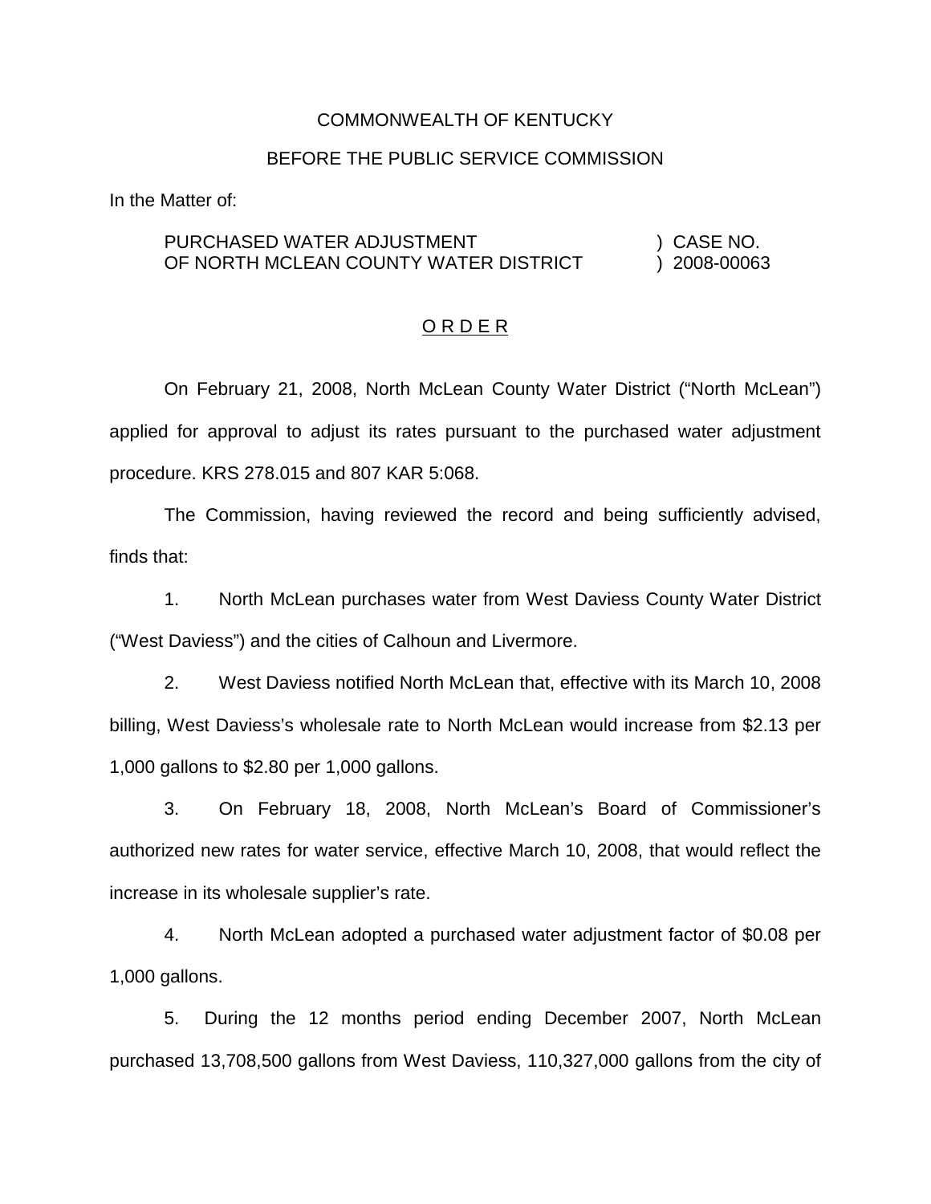COMMONWEALTH OF KENTUCKY

BEFORE THE PUBLIC SERVICE COMMISSION

In the Matter of:

PURCHASED WATER ADJUSTMENT OF NORTH MCLEAN COUNTY WATER DISTRICT ) CASE NO. 2008-00063

O R D E R

On February 21, 2008, North McLean County Water District ("North McLean") applied for approval to adjust its rates pursuant to the purchased water adjustment procedure. KRS 278.015 and 807 KAR 5:068.

The Commission, having reviewed the record and being sufficiently advised, finds that:

1. North McLean purchases water from West Daviess County Water District ("West Daviess") and the cities of Calhoun and Livermore.

2. West Daviess notified North McLean that, effective with its March 10, 2008 billing, West Daviess's wholesale rate to North McLean would increase from $2.13 per 1,000 gallons to $2.80 per 1,000 gallons.

3. On February 18, 2008, North McLean's Board of Commissioner's authorized new rates for water service, effective March 10, 2008, that would reflect the increase in its wholesale supplier's rate.

4. North McLean adopted a purchased water adjustment factor of $0.08 per 1,000 gallons.

5. During the 12 months period ending December 2007, North McLean purchased 13,708,500 gallons from West Daviess, 110,327,000 gallons from the city of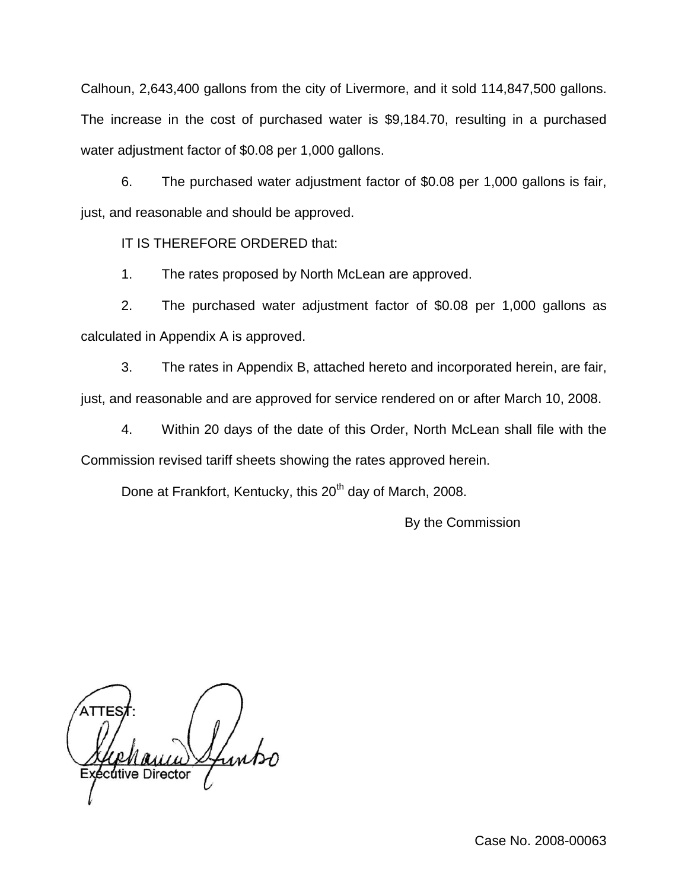Calhoun, 2,643,400 gallons from the city of Livermore, and it sold 114,847,500 gallons. The increase in the cost of purchased water is $9,184.70, resulting in a purchased water adjustment factor of $0.08 per 1,000 gallons.

6. The purchased water adjustment factor of $0.08 per 1,000 gallons is fair, just, and reasonable and should be approved.

IT IS THEREFORE ORDERED that:

1. The rates proposed by North McLean are approved.

2. The purchased water adjustment factor of $0.08 per 1,000 gallons as calculated in Appendix A is approved.

3. The rates in Appendix B, attached hereto and incorporated herein, are fair, just, and reasonable and are approved for service rendered on or after March 10, 2008.

4. Within 20 days of the date of this Order, North McLean shall file with the Commission revised tariff sheets showing the rates approved herein.

Done at Frankfort, Kentucky, this 20th day of March, 2008.

By the Commission

ATTEST:

Executive Director

Case No. 2008-00063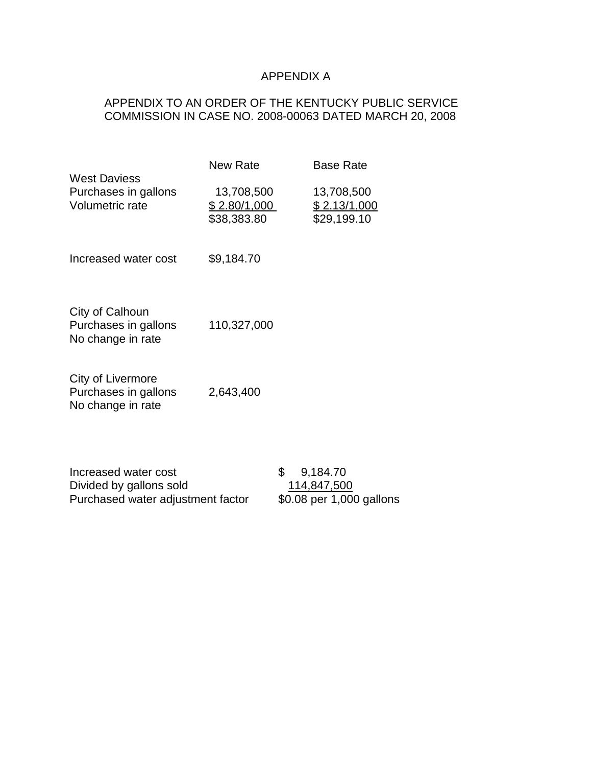# APPENDIX A

APPENDIX TO AN ORDER OF THE KENTUCKY PUBLIC SERVICE COMMISSION IN CASE NO. 2008-00063 DATED MARCH 20, 2008

| | New Rate | Base Rate |
|---|---|---|
| West Daviess | | |
| Purchases in gallons | 13,708,500 | 13,708,500 |
| Volumetric rate | $ 2.80/1,000 | $ 2.13/1,000 |
| | $38,383.80 | $29,199.10 |
| | | |
| Increased water cost | $9,184.70 | |
| | | |
| City of Calhoun | | |
| Purchases in gallons | 110,327,000 | |
| No change in rate | | |
| | | |
| City of Livermore | | |
| Purchases in gallons | 2,643,400 | |
| No change in rate | | |

| | |
|---|---|
| Increased water cost | $ 9,184.70 |
| Divided by gallons sold | 114,847,500 |
| Purchased water adjustment factor | $0.08 per 1,000 gallons |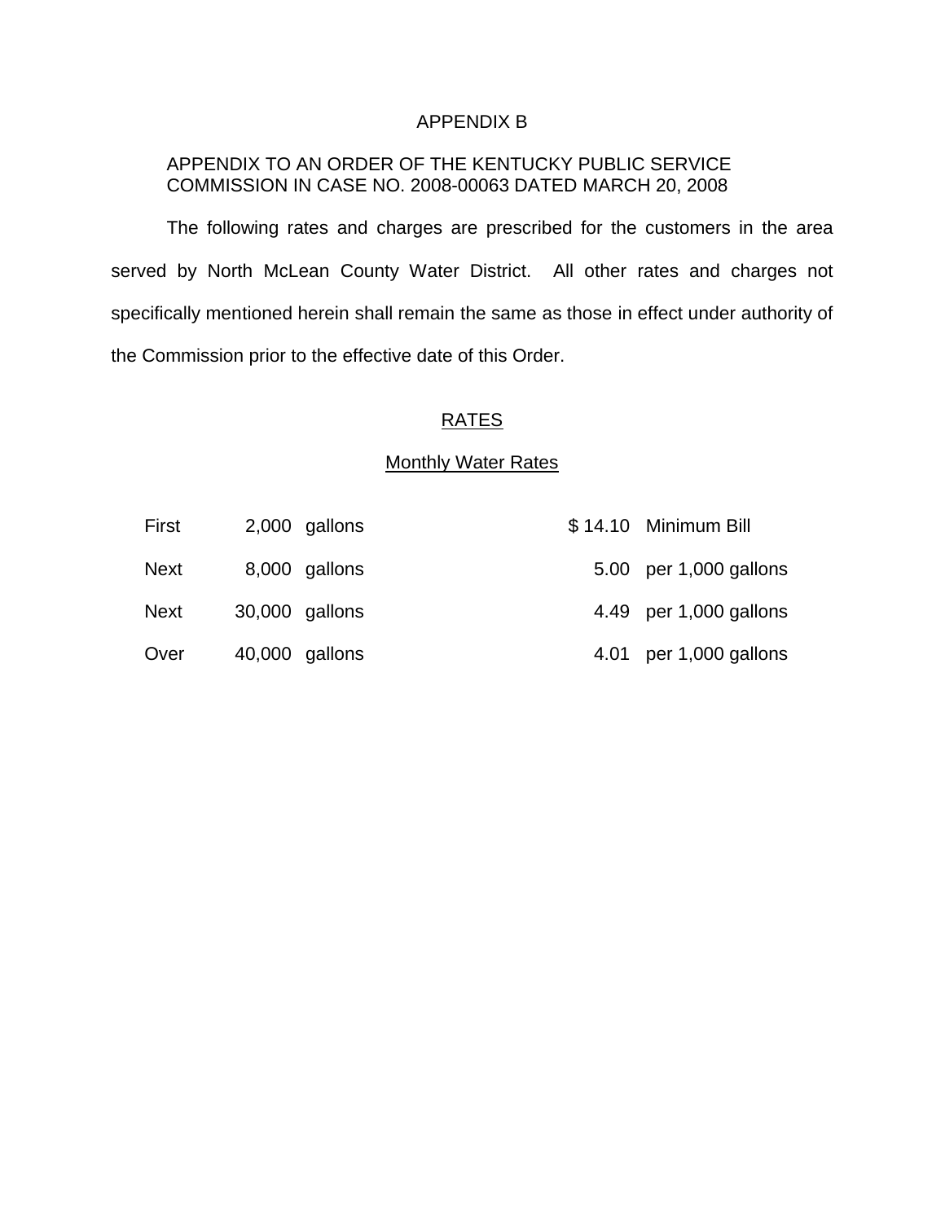# APPENDIX B

APPENDIX TO AN ORDER OF THE KENTUCKY PUBLIC SERVICE COMMISSION IN CASE NO. 2008-00063 DATED MARCH 20, 2008

The following rates and charges are prescribed for the customers in the area served by North McLean County Water District. All other rates and charges not specifically mentioned herein shall remain the same as those in effect under authority of the Commission prior to the effective date of this Order.

## RATES

### Monthly Water Rates

| | | | | |
|---|---|---|---|---|
| First | 2,000 | gallons | $ 14.10 | Minimum Bill |
| Next | 8,000 | gallons | 5.00 | per 1,000 gallons |
| Next | 30,000 | gallons | 4.49 | per 1,000 gallons |
| Over | 40,000 | gallons | 4.01 | per 1,000 gallons |